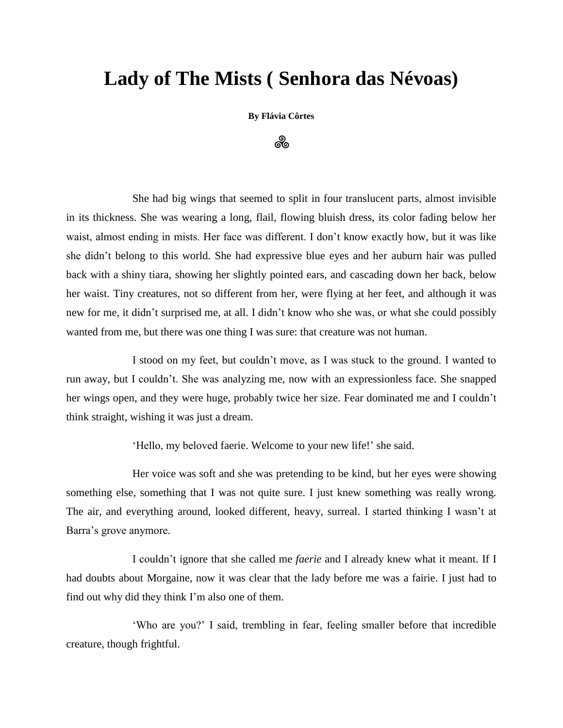# Lady of The Mists ( Senhora das Névoas)

**By Flávia Côrtes**

꩜

She had big wings that seemed to split in four translucent parts, almost invisible in its thickness. She was wearing a long, flail, flowing bluish dress, its color fading below her waist, almost ending in mists. Her face was different. I don't know exactly how, but it was like she didn't belong to this world. She had expressive blue eyes and her auburn hair was pulled back with a shiny tiara, showing her slightly pointed ears, and cascading down her back, below her waist. Tiny creatures, not so different from her, were flying at her feet, and although it was new for me, it didn't surprised me, at all. I didn't know who she was, or what she could possibly wanted from me, but there was one thing I was sure: that creature was not human.

I stood on my feet, but couldn't move, as I was stuck to the ground. I wanted to run away, but I couldn't. She was analyzing me, now with an expressionless face. She snapped her wings open, and they were huge, probably twice her size. Fear dominated me and I couldn't think straight, wishing it was just a dream.

'Hello, my beloved faerie. Welcome to your new life!' she said.

Her voice was soft and she was pretending to be kind, but her eyes were showing something else, something that I was not quite sure. I just knew something was really wrong. The air, and everything around, looked different, heavy, surreal. I started thinking I wasn't at Barra's grove anymore.

I couldn't ignore that she called me *faerie* and I already knew what it meant. If I had doubts about Morgaine, now it was clear that the lady before me was a fairie. I just had to find out why did they think I'm also one of them.

'Who are you?' I said, trembling in fear, feeling smaller before that incredible creature, though frightful.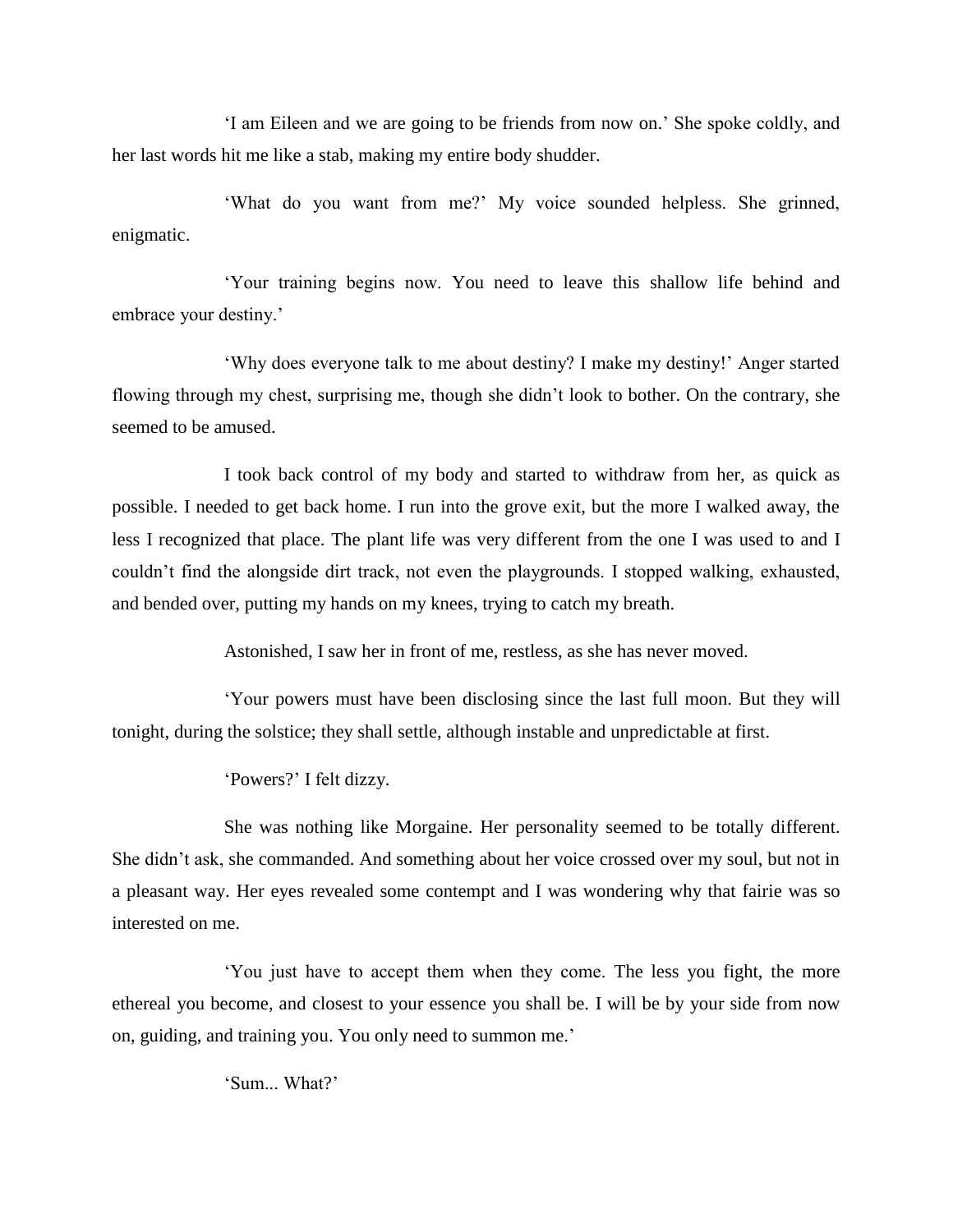'I am Eileen and we are going to be friends from now on.' She spoke coldly, and her last words hit me like a stab, making my entire body shudder.

'What do you want from me?' My voice sounded helpless. She grinned, enigmatic.

'Your training begins now. You need to leave this shallow life behind and embrace your destiny.'

'Why does everyone talk to me about destiny? I make my destiny!' Anger started flowing through my chest, surprising me, though she didn't look to bother. On the contrary, she seemed to be amused.

I took back control of my body and started to withdraw from her, as quick as possible. I needed to get back home. I run into the grove exit, but the more I walked away, the less I recognized that place. The plant life was very different from the one I was used to and I couldn't find the alongside dirt track, not even the playgrounds. I stopped walking, exhausted, and bended over, putting my hands on my knees, trying to catch my breath.

Astonished, I saw her in front of me, restless, as she has never moved.

'Your powers must have been disclosing since the last full moon. But they will tonight, during the solstice; they shall settle, although instable and unpredictable at first.

'Powers?' I felt dizzy.

She was nothing like Morgaine. Her personality seemed to be totally different. She didn't ask, she commanded. And something about her voice crossed over my soul, but not in a pleasant way. Her eyes revealed some contempt and I was wondering why that fairie was so interested on me.

'You just have to accept them when they come. The less you fight, the more ethereal you become, and closest to your essence you shall be. I will be by your side from now on, guiding, and training you. You only need to summon me.'

'Sum... What?'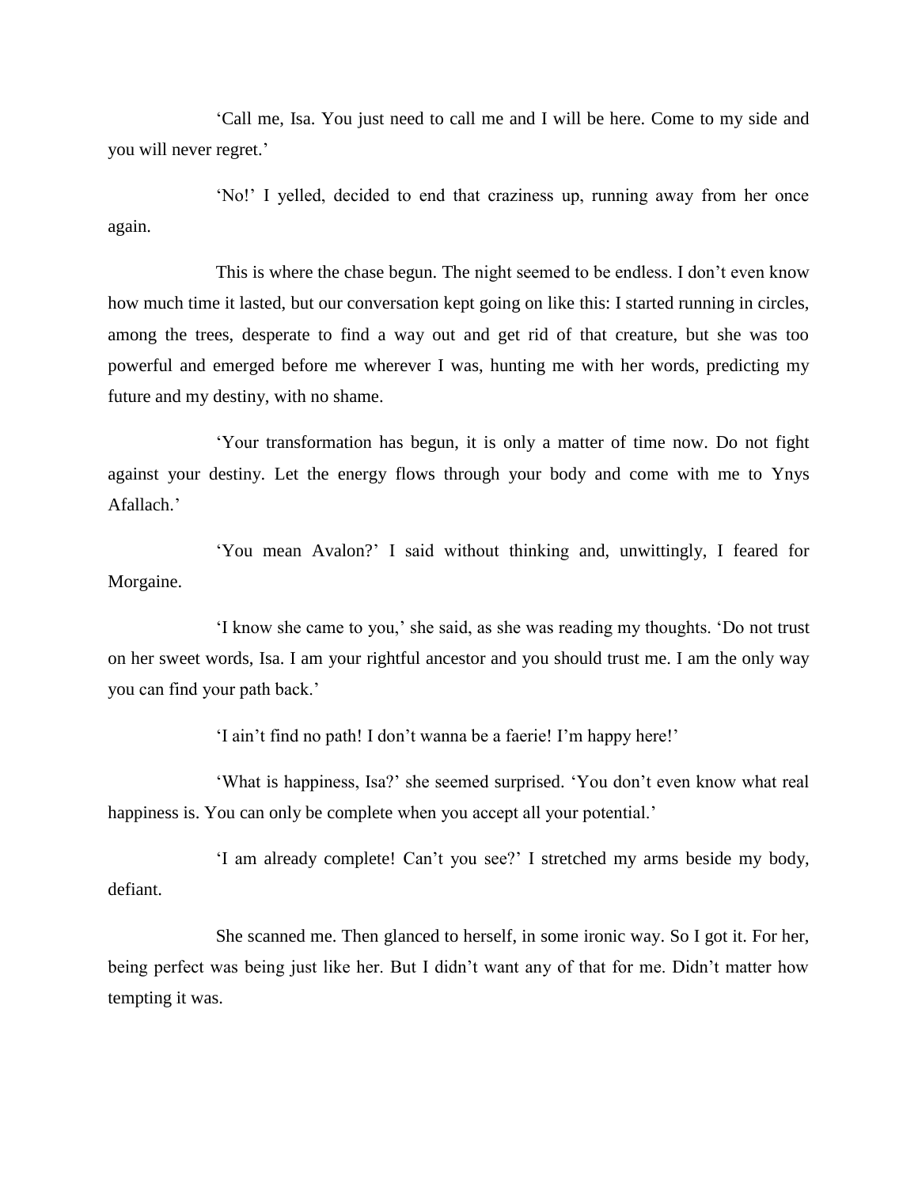'Call me, Isa. You just need to call me and I will be here. Come to my side and you will never regret.'

'No!' I yelled, decided to end that craziness up, running away from her once again.

This is where the chase begun. The night seemed to be endless. I don't even know how much time it lasted, but our conversation kept going on like this: I started running in circles, among the trees, desperate to find a way out and get rid of that creature, but she was too powerful and emerged before me wherever I was, hunting me with her words, predicting my future and my destiny, with no shame.

'Your transformation has begun, it is only a matter of time now. Do not fight against your destiny. Let the energy flows through your body and come with me to Ynys Afallach.'

'You mean Avalon?' I said without thinking and, unwittingly, I feared for Morgaine.

'I know she came to you,' she said, as she was reading my thoughts. 'Do not trust on her sweet words, Isa. I am your rightful ancestor and you should trust me. I am the only way you can find your path back.'

'I ain't find no path! I don't wanna be a faerie! I'm happy here!'

'What is happiness, Isa?' she seemed surprised. 'You don't even know what real happiness is. You can only be complete when you accept all your potential.'

'I am already complete! Can't you see?' I stretched my arms beside my body, defiant.

She scanned me. Then glanced to herself, in some ironic way. So I got it. For her, being perfect was being just like her. But I didn't want any of that for me. Didn't matter how tempting it was.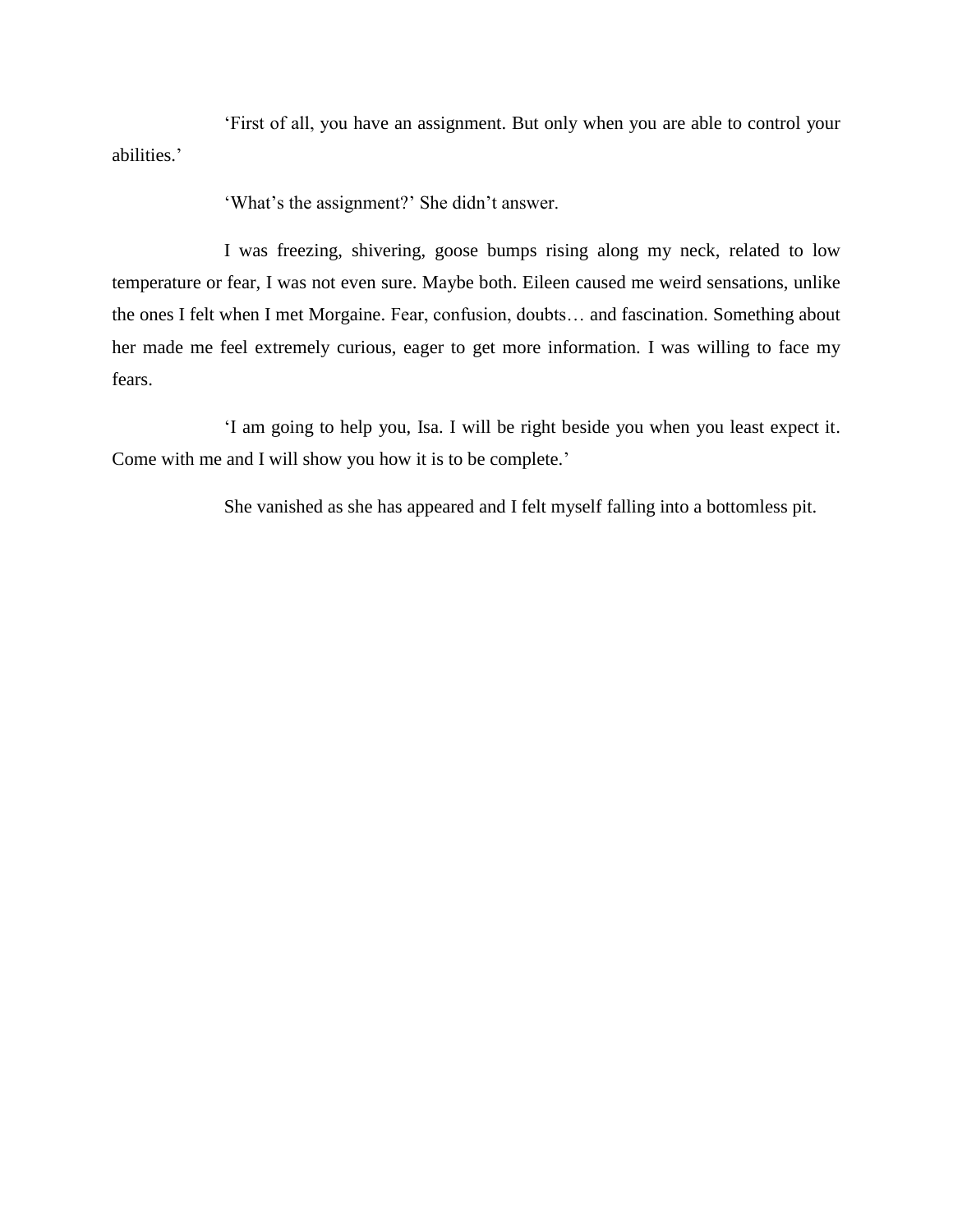‘First of all, you have an assignment. But only when you are able to control your abilities.’

‘What’s the assignment?’ She didn’t answer.

I was freezing, shivering, goose bumps rising along my neck, related to low temperature or fear, I was not even sure. Maybe both. Eileen caused me weird sensations, unlike the ones I felt when I met Morgaine. Fear, confusion, doubts… and fascination. Something about her made me feel extremely curious, eager to get more information. I was willing to face my fears.

‘I am going to help you, Isa. I will be right beside you when you least expect it. Come with me and I will show you how it is to be complete.’

She vanished as she has appeared and I felt myself falling into a bottomless pit.